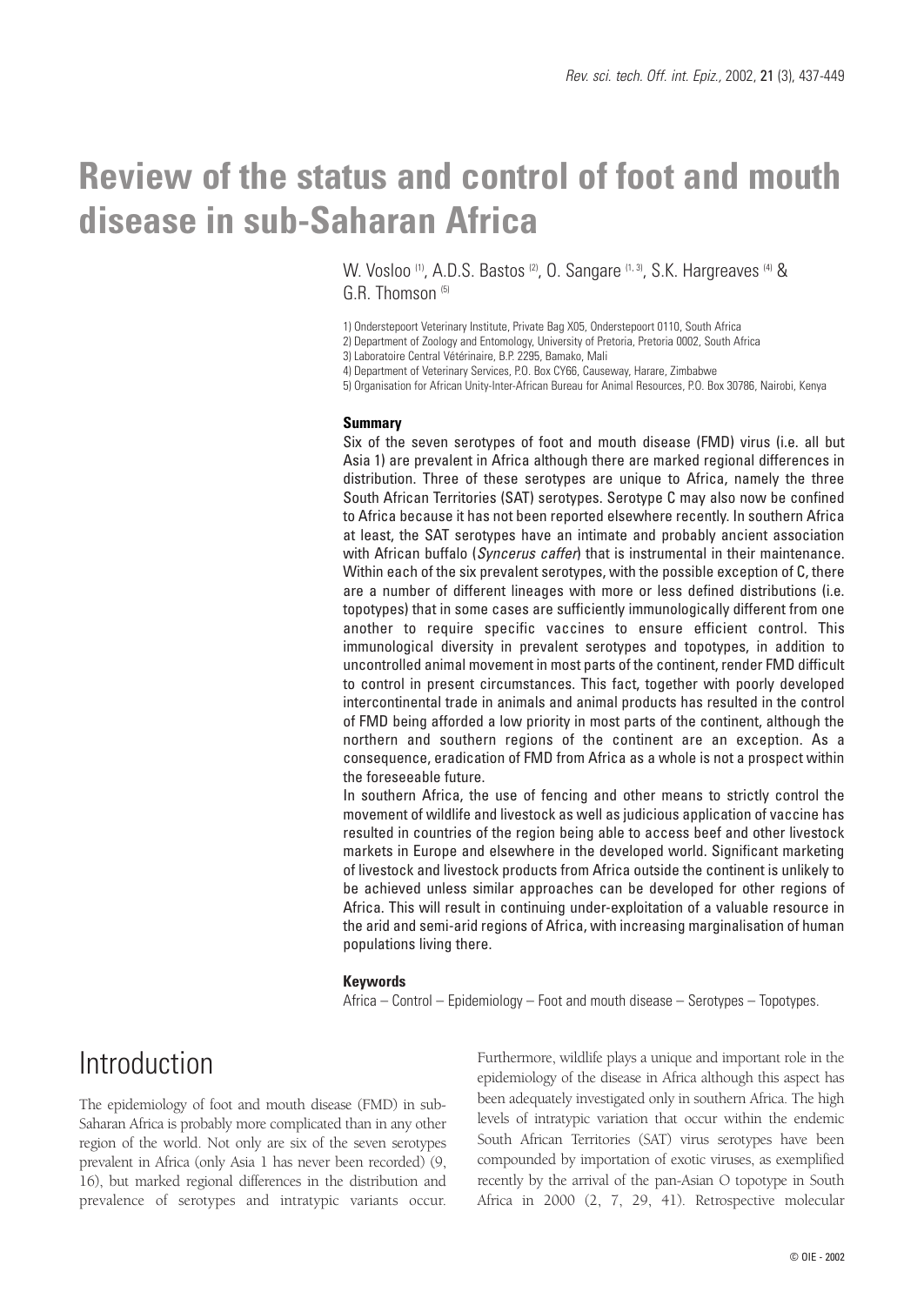# Review of the status and control of foot and mouth disease in sub-Saharan Africa

W. Vosloo [1], A.D.S. Bastos [2], O. Sangare [1, 3], S.K. Hargreaves [4] & G.R. Thomson [5]

1) Onderstepoort Veterinary Institute, Private Bag X05, Onderstepoort 0110, South Africa
2) Department of Zoology and Entomology, University of Pretoria, Pretoria 0002, South Africa
3) Laboratoire Central Vétérinaire, B.P. 2295, Bamako, Mali
4) Department of Veterinary Services, P.O. Box CY66, Causeway, Harare, Zimbabwe
5) Organisation for African Unity-Inter-African Bureau for Animal Resources, P.O. Box 30786, Nairobi, Kenya

### Summary

Six of the seven serotypes of foot and mouth disease (FMD) virus (i.e. all but Asia 1) are prevalent in Africa although there are marked regional differences in distribution. Three of these serotypes are unique to Africa, namely the three South African Territories (SAT) serotypes. Serotype C may also now be confined to Africa because it has not been reported elsewhere recently. In southern Africa at least, the SAT serotypes have an intimate and probably ancient association with African buffalo (*Syncerus caffer*) that is instrumental in their maintenance. Within each of the six prevalent serotypes, with the possible exception of C, there are a number of different lineages with more or less defined distributions (i.e. topotypes) that in some cases are sufficiently immunologically different from one another to require specific vaccines to ensure efficient control. This immunological diversity in prevalent serotypes and topotypes, in addition to uncontrolled animal movement in most parts of the continent, render FMD difficult to control in present circumstances. This fact, together with poorly developed intercontinental trade in animals and animal products has resulted in the control of FMD being afforded a low priority in most parts of the continent, although the northern and southern regions of the continent are an exception. As a consequence, eradication of FMD from Africa as a whole is not a prospect within the foreseeable future.

In southern Africa, the use of fencing and other means to strictly control the movement of wildlife and livestock as well as judicious application of vaccine has resulted in countries of the region being able to access beef and other livestock markets in Europe and elsewhere in the developed world. Significant marketing of livestock and livestock products from Africa outside the continent is unlikely to be achieved unless similar approaches can be developed for other regions of Africa. This will result in continuing under-exploitation of a valuable resource in the arid and semi-arid regions of Africa, with increasing marginalisation of human populations living there.

### Keywords

Africa – Control – Epidemiology – Foot and mouth disease – Serotypes – Topotypes.

## Introduction

The epidemiology of foot and mouth disease (FMD) in sub-Saharan Africa is probably more complicated than in any other region of the world. Not only are six of the seven serotypes prevalent in Africa (only Asia 1 has never been recorded) (9, 16), but marked regional differences in the distribution and prevalence of serotypes and intratypic variants occur. Furthermore, wildlife plays a unique and important role in the epidemiology of the disease in Africa although this aspect has been adequately investigated only in southern Africa. The high levels of intratypic variation that occur within the endemic South African Territories (SAT) virus serotypes have been compounded by importation of exotic viruses, as exemplified recently by the arrival of the pan-Asian O topotype in South Africa in 2000 (2, 7, 29, 41). Retrospective molecular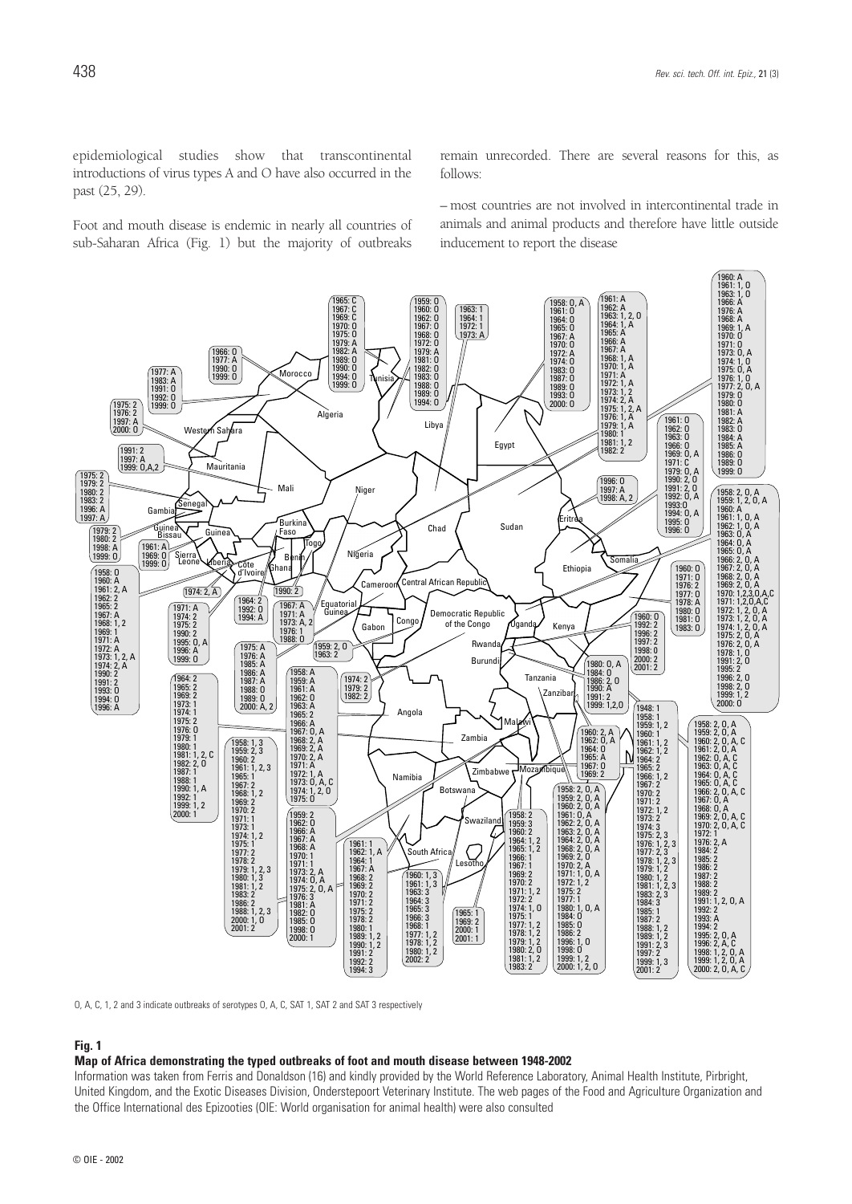epidemiological studies show that transcontinental introductions of virus types A and O have also occurred in the past (25, 29).

Foot and mouth disease is endemic in nearly all countries of sub-Saharan Africa (Fig. 1) but the majority of outbreaks remain unrecorded. There are several reasons for this, as follows:

– most countries are not involved in intercontinental trade in animals and animal products and therefore have little outside inducement to report the disease

O, A, C, 1, 2 and 3 indicate outbreaks of serotypes O, A, C, SAT 1, SAT 2 and SAT 3 respectively

**Fig. 1**

**Map of Africa demonstrating the typed outbreaks of foot and mouth disease between 1948-2002**

Information was taken from Ferris and Donaldson (16) and kindly provided by the World Reference Laboratory, Animal Health Institute, Pirbright, United Kingdom, and the Exotic Diseases Division, Onderstepoort Veterinary Institute. The web pages of the Food and Agriculture Organization and the Office International des Epizooties (OIE: World organisation for animal health) were also consulted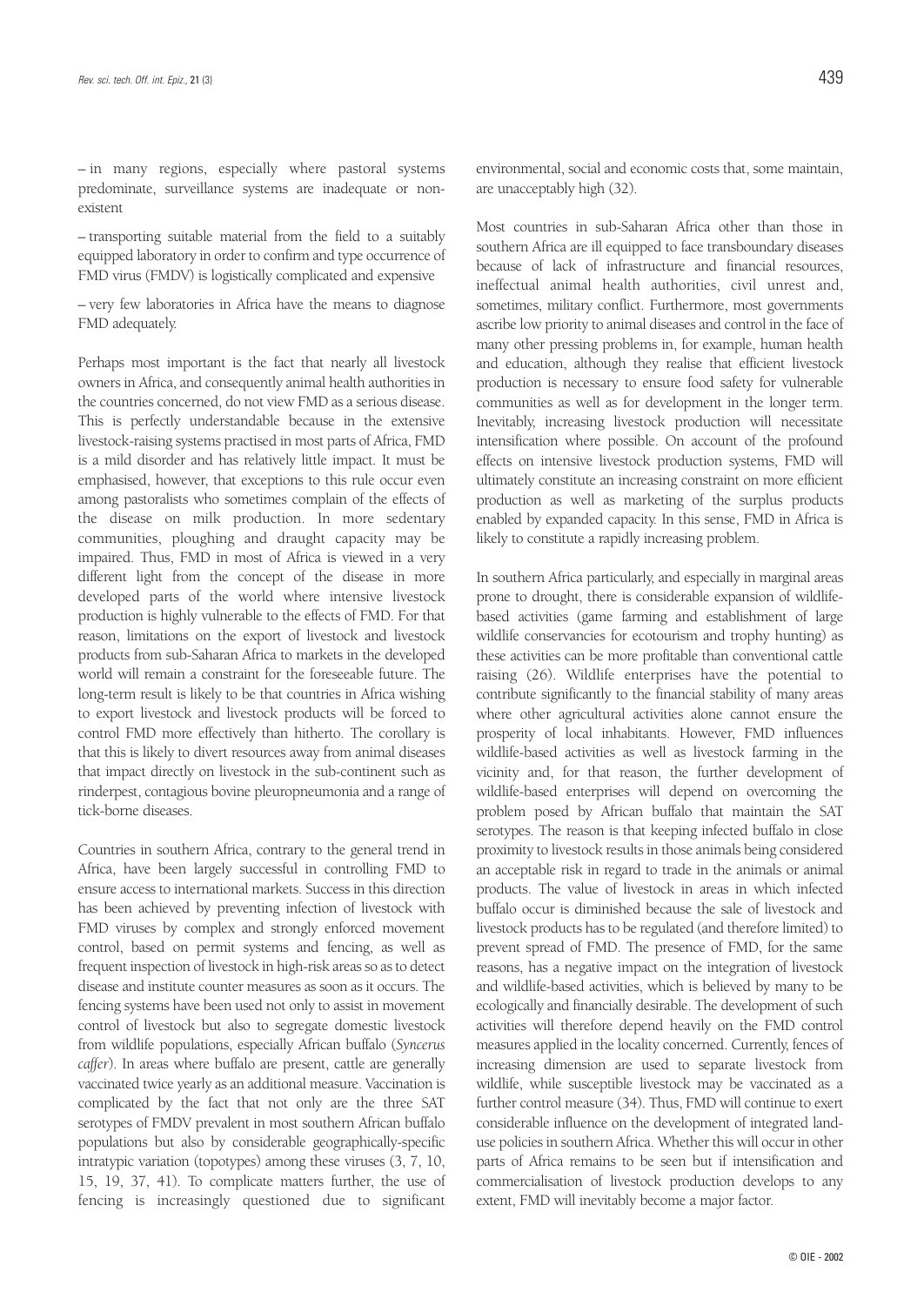– in many regions, especially where pastoral systems predominate, surveillance systems are inadequate or non-existent

– transporting suitable material from the field to a suitably equipped laboratory in order to confirm and type occurrence of FMD virus (FMDV) is logistically complicated and expensive

– very few laboratories in Africa have the means to diagnose FMD adequately.

Perhaps most important is the fact that nearly all livestock owners in Africa, and consequently animal health authorities in the countries concerned, do not view FMD as a serious disease. This is perfectly understandable because in the extensive livestock-raising systems practised in most parts of Africa, FMD is a mild disorder and has relatively little impact. It must be emphasised, however, that exceptions to this rule occur even among pastoralists who sometimes complain of the effects of the disease on milk production. In more sedentary communities, ploughing and draught capacity may be impaired. Thus, FMD in most of Africa is viewed in a very different light from the concept of the disease in more developed parts of the world where intensive livestock production is highly vulnerable to the effects of FMD. For that reason, limitations on the export of livestock and livestock products from sub-Saharan Africa to markets in the developed world will remain a constraint for the foreseeable future. The long-term result is likely to be that countries in Africa wishing to export livestock and livestock products will be forced to control FMD more effectively than hitherto. The corollary is that this is likely to divert resources away from animal diseases that impact directly on livestock in the sub-continent such as rinderpest, contagious bovine pleuropneumonia and a range of tick-borne diseases.

Countries in southern Africa, contrary to the general trend in Africa, have been largely successful in controlling FMD to ensure access to international markets. Success in this direction has been achieved by preventing infection of livestock with FMD viruses by complex and strongly enforced movement control, based on permit systems and fencing, as well as frequent inspection of livestock in high-risk areas so as to detect disease and institute counter measures as soon as it occurs. The fencing systems have been used not only to assist in movement control of livestock but also to segregate domestic livestock from wildlife populations, especially African buffalo (*Syncerus caffer*). In areas where buffalo are present, cattle are generally vaccinated twice yearly as an additional measure. Vaccination is complicated by the fact that not only are the three SAT serotypes of FMDV prevalent in most southern African buffalo populations but also by considerable geographically-specific intratypic variation (topotypes) among these viruses (3, 7, 10, 15, 19, 37, 41). To complicate matters further, the use of fencing is increasingly questioned due to significant environmental, social and economic costs that, some maintain, are unacceptably high (32).

Most countries in sub-Saharan Africa other than those in southern Africa are ill equipped to face transboundary diseases because of lack of infrastructure and financial resources, ineffectual animal health authorities, civil unrest and, sometimes, military conflict. Furthermore, most governments ascribe low priority to animal diseases and control in the face of many other pressing problems in, for example, human health and education, although they realise that efficient livestock production is necessary to ensure food safety for vulnerable communities as well as for development in the longer term. Inevitably, increasing livestock production will necessitate intensification where possible. On account of the profound effects on intensive livestock production systems, FMD will ultimately constitute an increasing constraint on more efficient production as well as marketing of the surplus products enabled by expanded capacity. In this sense, FMD in Africa is likely to constitute a rapidly increasing problem.

In southern Africa particularly, and especially in marginal areas prone to drought, there is considerable expansion of wildlife-based activities (game farming and establishment of large wildlife conservancies for ecotourism and trophy hunting) as these activities can be more profitable than conventional cattle raising (26). Wildlife enterprises have the potential to contribute significantly to the financial stability of many areas where other agricultural activities alone cannot ensure the prosperity of local inhabitants. However, FMD influences wildlife-based activities as well as livestock farming in the vicinity and, for that reason, the further development of wildlife-based enterprises will depend on overcoming the problem posed by African buffalo that maintain the SAT serotypes. The reason is that keeping infected buffalo in close proximity to livestock results in those animals being considered an acceptable risk in regard to trade in the animals or animal products. The value of livestock in areas in which infected buffalo occur is diminished because the sale of livestock and livestock products has to be regulated (and therefore limited) to prevent spread of FMD. The presence of FMD, for the same reasons, has a negative impact on the integration of livestock and wildlife-based activities, which is believed by many to be ecologically and financially desirable. The development of such activities will therefore depend heavily on the FMD control measures applied in the locality concerned. Currently, fences of increasing dimension are used to separate livestock from wildlife, while susceptible livestock may be vaccinated as a further control measure (34). Thus, FMD will continue to exert considerable influence on the development of integrated land-use policies in southern Africa. Whether this will occur in other parts of Africa remains to be seen but if intensification and commercialisation of livestock production develops to any extent, FMD will inevitably become a major factor.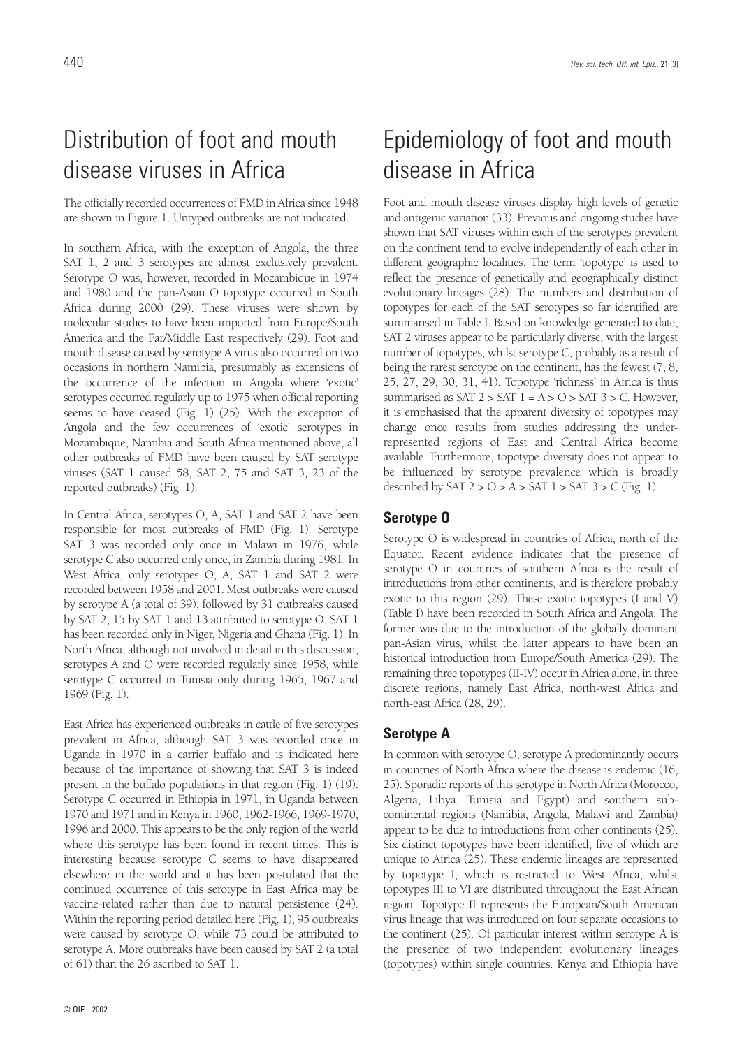## Distribution of foot and mouth disease viruses in Africa

The officially recorded occurrences of FMD in Africa since 1948 are shown in Figure 1. Untyped outbreaks are not indicated.

In southern Africa, with the exception of Angola, the three SAT 1, 2 and 3 serotypes are almost exclusively prevalent. Serotype O was, however, recorded in Mozambique in 1974 and 1980 and the pan-Asian O topotype occurred in South Africa during 2000 (29). These viruses were shown by molecular studies to have been imported from Europe/South America and the Far/Middle East respectively (29). Foot and mouth disease caused by serotype A virus also occurred on two occasions in northern Namibia, presumably as extensions of the occurrence of the infection in Angola where 'exotic' serotypes occurred regularly up to 1975 when official reporting seems to have ceased (Fig. 1) (25). With the exception of Angola and the few occurrences of 'exotic' serotypes in Mozambique, Namibia and South Africa mentioned above, all other outbreaks of FMD have been caused by SAT serotype viruses (SAT 1 caused 58, SAT 2, 75 and SAT 3, 23 of the reported outbreaks) (Fig. 1).

In Central Africa, serotypes O, A, SAT 1 and SAT 2 have been responsible for most outbreaks of FMD (Fig. 1). Serotype SAT 3 was recorded only once in Malawi in 1976, while serotype C also occurred only once, in Zambia during 1981. In West Africa, only serotypes O, A, SAT 1 and SAT 2 were recorded between 1958 and 2001. Most outbreaks were caused by serotype A (a total of 39), followed by 31 outbreaks caused by SAT 2, 15 by SAT 1 and 13 attributed to serotype O. SAT 1 has been recorded only in Niger, Nigeria and Ghana (Fig. 1). In North Africa, although not involved in detail in this discussion, serotypes A and O were recorded regularly since 1958, while serotype C occurred in Tunisia only during 1965, 1967 and 1969 (Fig. 1).

East Africa has experienced outbreaks in cattle of five serotypes prevalent in Africa, although SAT 3 was recorded once in Uganda in 1970 in a carrier buffalo and is indicated here because of the importance of showing that SAT 3 is indeed present in the buffalo populations in that region (Fig. 1) (19). Serotype C occurred in Ethiopia in 1971, in Uganda between 1970 and 1971 and in Kenya in 1960, 1962-1966, 1969-1970, 1996 and 2000. This appears to be the only region of the world where this serotype has been found in recent times. This is interesting because serotype C seems to have disappeared elsewhere in the world and it has been postulated that the continued occurrence of this serotype in East Africa may be vaccine-related rather than due to natural persistence (24). Within the reporting period detailed here (Fig. 1), 95 outbreaks were caused by serotype O, while 73 could be attributed to serotype A. More outbreaks have been caused by SAT 2 (a total of 61) than the 26 ascribed to SAT 1.

## Epidemiology of foot and mouth disease in Africa

Foot and mouth disease viruses display high levels of genetic and antigenic variation (33). Previous and ongoing studies have shown that SAT viruses within each of the serotypes prevalent on the continent tend to evolve independently of each other in different geographic localities. The term 'topotype' is used to reflect the presence of genetically and geographically distinct evolutionary lineages (28). The numbers and distribution of topotypes for each of the SAT serotypes so far identified are summarised in Table I. Based on knowledge generated to date, SAT 2 viruses appear to be particularly diverse, with the largest number of topotypes, whilst serotype C, probably as a result of being the rarest serotype on the continent, has the fewest (7, 8, 25, 27, 29, 30, 31, 41). Topotype 'richness' in Africa is thus summarised as SAT 2 > SAT 1 = A > O > SAT 3 > C. However, it is emphasised that the apparent diversity of topotypes may change once results from studies addressing the under-represented regions of East and Central Africa become available. Furthermore, topotype diversity does not appear to be influenced by serotype prevalence which is broadly described by SAT 2 > O > A > SAT 1 > SAT 3 > C (Fig. 1).

### Serotype O

Serotype O is widespread in countries of Africa, north of the Equator. Recent evidence indicates that the presence of serotype O in countries of southern Africa is the result of introductions from other continents, and is therefore probably exotic to this region (29). These exotic topotypes (I and V) (Table I) have been recorded in South Africa and Angola. The former was due to the introduction of the globally dominant pan-Asian virus, whilst the latter appears to have been an historical introduction from Europe/South America (29). The remaining three topotypes (II-IV) occur in Africa alone, in three discrete regions, namely East Africa, north-west Africa and north-east Africa (28, 29).

### Serotype A

In common with serotype O, serotype A predominantly occurs in countries of North Africa where the disease is endemic (16, 25). Sporadic reports of this serotype in North Africa (Morocco, Algeria, Libya, Tunisia and Egypt) and southern sub-continental regions (Namibia, Angola, Malawi and Zambia) appear to be due to introductions from other continents (25). Six distinct topotypes have been identified, five of which are unique to Africa (25). These endemic lineages are represented by topotype I, which is restricted to West Africa, whilst topotypes III to VI are distributed throughout the East African region. Topotype II represents the European/South American virus lineage that was introduced on four separate occasions to the continent (25). Of particular interest within serotype A is the presence of two independent evolutionary lineages (topotypes) within single countries. Kenya and Ethiopia have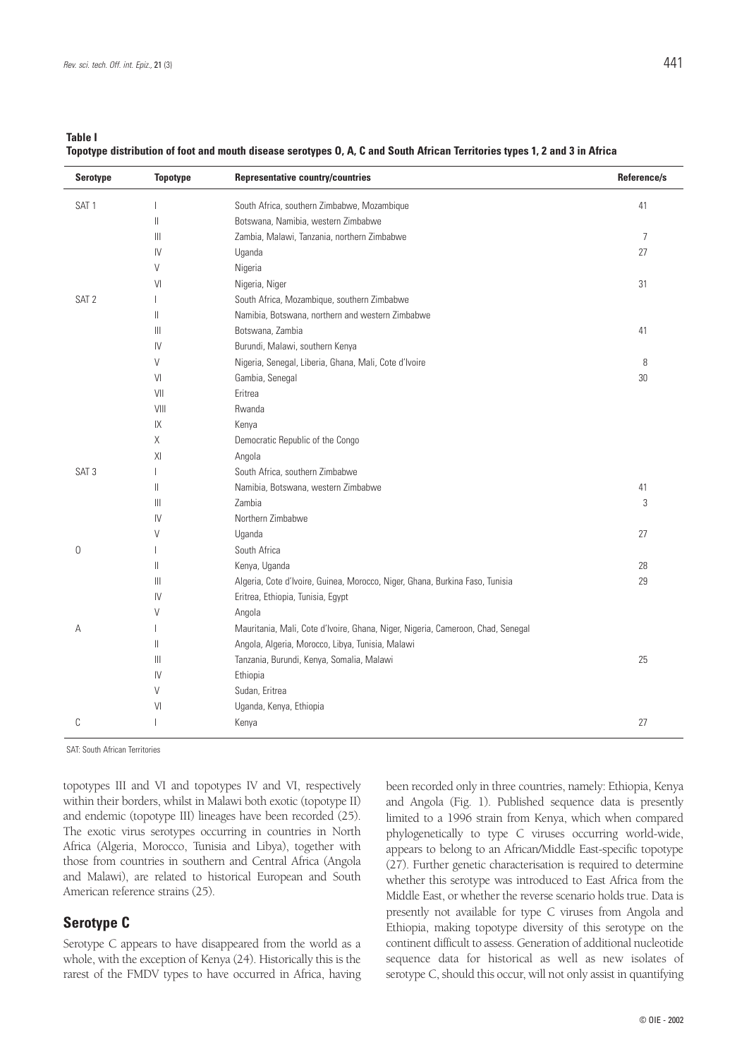**Table I**
**Topotype distribution of foot and mouth disease serotypes O, A, C and South African Territories types 1, 2 and 3 in Africa**

| Serotype | Topotype | Representative country/countries | Reference/s |
|---|---|---|---|
| SAT 1 | I | South Africa, southern Zimbabwe, Mozambique | 41 |
| | II | Botswana, Namibia, western Zimbabwe | |
| | III | Zambia, Malawi, Tanzania, northern Zimbabwe | 7 |
| | IV | Uganda | 27 |
| | V | Nigeria | |
| | VI | Nigeria, Niger | 31 |
| SAT 2 | I | South Africa, Mozambique, southern Zimbabwe | |
| | II | Namibia, Botswana, northern and western Zimbabwe | |
| | III | Botswana, Zambia | 41 |
| | IV | Burundi, Malawi, southern Kenya | |
| | V | Nigeria, Senegal, Liberia, Ghana, Mali, Cote d'Ivoire | 8 |
| | VI | Gambia, Senegal | 30 |
| | VII | Eritrea | |
| | VIII | Rwanda | |
| | IX | Kenya | |
| | X | Democratic Republic of the Congo | |
| | XI | Angola | |
| SAT 3 | I | South Africa, southern Zimbabwe | |
| | II | Namibia, Botswana, western Zimbabwe | 41 |
| | III | Zambia | 3 |
| | IV | Northern Zimbabwe | |
| | V | Uganda | 27 |
| O | I | South Africa | |
| | II | Kenya, Uganda | 28 |
| | III | Algeria, Cote d'Ivoire, Guinea, Morocco, Niger, Ghana, Burkina Faso, Tunisia | 29 |
| | IV | Eritrea, Ethiopia, Tunisia, Egypt | |
| | V | Angola | |
| A | I | Mauritania, Mali, Cote d'Ivoire, Ghana, Niger, Nigeria, Cameroon, Chad, Senegal | |
| | II | Angola, Algeria, Morocco, Libya, Tunisia, Malawi | |
| | III | Tanzania, Burundi, Kenya, Somalia, Malawi | 25 |
| | IV | Ethiopia | |
| | V | Sudan, Eritrea | |
| | VI | Uganda, Kenya, Ethiopia | |
| C | I | Kenya | 27 |

SAT: South African Territories

topotypes III and VI and topotypes IV and VI, respectively within their borders, whilst in Malawi both exotic (topotype II) and endemic (topotype III) lineages have been recorded (25). The exotic virus serotypes occurring in countries in North Africa (Algeria, Morocco, Tunisia and Libya), together with those from countries in southern and Central Africa (Angola and Malawi), are related to historical European and South American reference strains (25).

## Serotype C

Serotype C appears to have disappeared from the world as a whole, with the exception of Kenya (24). Historically this is the rarest of the FMDV types to have occurred in Africa, having been recorded only in three countries, namely: Ethiopia, Kenya and Angola (Fig. 1). Published sequence data is presently limited to a 1996 strain from Kenya, which when compared phylogenetically to type C viruses occurring world-wide, appears to belong to an African/Middle East-specific topotype (27). Further genetic characterisation is required to determine whether this serotype was introduced to East Africa from the Middle East, or whether the reverse scenario holds true. Data is presently not available for type C viruses from Angola and Ethiopia, making topotype diversity of this serotype on the continent difficult to assess. Generation of additional nucleotide sequence data for historical as well as new isolates of serotype C, should this occur, will not only assist in quantifying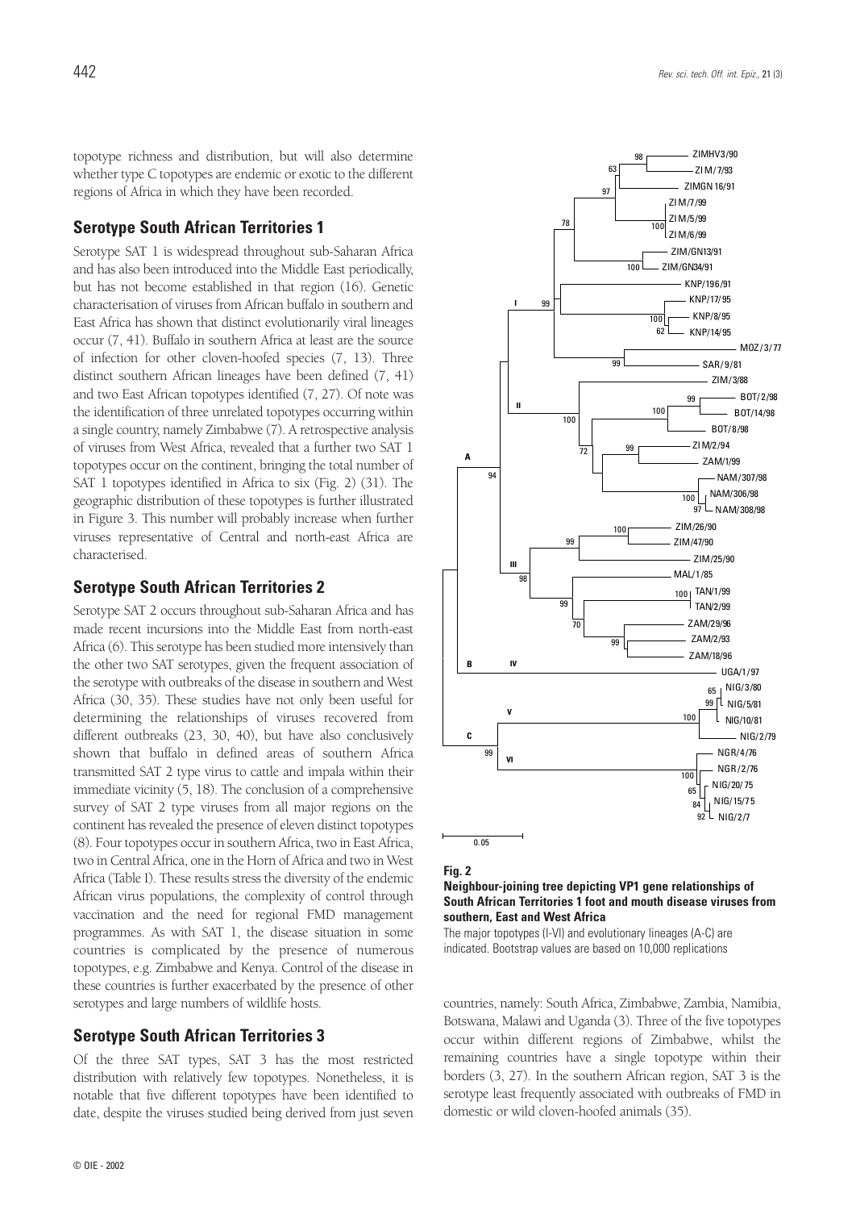topotype richness and distribution, but will also determine whether type C topotypes are endemic or exotic to the different regions of Africa in which they have been recorded.

## Serotype South African Territories 1

Serotype SAT 1 is widespread throughout sub-Saharan Africa and has also been introduced into the Middle East periodically, but has not become established in that region (16). Genetic characterisation of viruses from African buffalo in southern and East Africa has shown that distinct evolutionarily viral lineages occur (7, 41). Buffalo in southern Africa at least are the source of infection for other cloven-hoofed species (7, 13). Three distinct southern African lineages have been defined (7, 41) and two East African topotypes identified (7, 27). Of note was the identification of three unrelated topotypes occurring within a single country, namely Zimbabwe (7). A retrospective analysis of viruses from West Africa, revealed that a further two SAT 1 topotypes occur on the continent, bringing the total number of SAT 1 topotypes identified in Africa to six (Fig. 2) (31). The geographic distribution of these topotypes is further illustrated in Figure 3. This number will probably increase when further viruses representative of Central and north-east Africa are characterised.

## Serotype South African Territories 2

Serotype SAT 2 occurs throughout sub-Saharan Africa and has made recent incursions into the Middle East from north-east Africa (6). This serotype has been studied more intensively than the other two SAT serotypes, given the frequent association of the serotype with outbreaks of the disease in southern and West Africa (30, 35). These studies have not only been useful for determining the relationships of viruses recovered from different outbreaks (23, 30, 40), but have also conclusively shown that buffalo in defined areas of southern Africa transmitted SAT 2 type virus to cattle and impala within their immediate vicinity (5, 18). The conclusion of a comprehensive survey of SAT 2 type viruses from all major regions on the continent has revealed the presence of eleven distinct topotypes (8). Four topotypes occur in southern Africa, two in East Africa, two in Central Africa, one in the Horn of Africa and two in West Africa (Table I). These results stress the diversity of the endemic African virus populations, the complexity of control through vaccination and the need for regional FMD management programmes. As with SAT 1, the disease situation in some countries is complicated by the presence of numerous topotypes, e.g. Zimbabwe and Kenya. Control of the disease in these countries is further exacerbated by the presence of other serotypes and large numbers of wildlife hosts.

## Serotype South African Territories 3

Of the three SAT types, SAT 3 has the most restricted distribution with relatively few topotypes. Nonetheless, it is notable that five different topotypes have been identified to date, despite the viruses studied being derived from just seven countries, namely: South Africa, Zimbabwe, Zambia, Namibia, Botswana, Malawi and Uganda (3). Three of the five topotypes occur within different regions of Zimbabwe, whilst the remaining countries have a single topotype within their borders (3, 27). In the southern African region, SAT 3 is the serotype least frequently associated with outbreaks of FMD in domestic or wild cloven-hoofed animals (35).

**Fig. 2**
**Neighbour-joining tree depicting VP1 gene relationships of South African Territories 1 foot and mouth disease viruses from southern, East and West Africa**
The major topotypes (I-VI) and evolutionary lineages (A-C) are indicated. Bootstrap values are based on 10,000 replications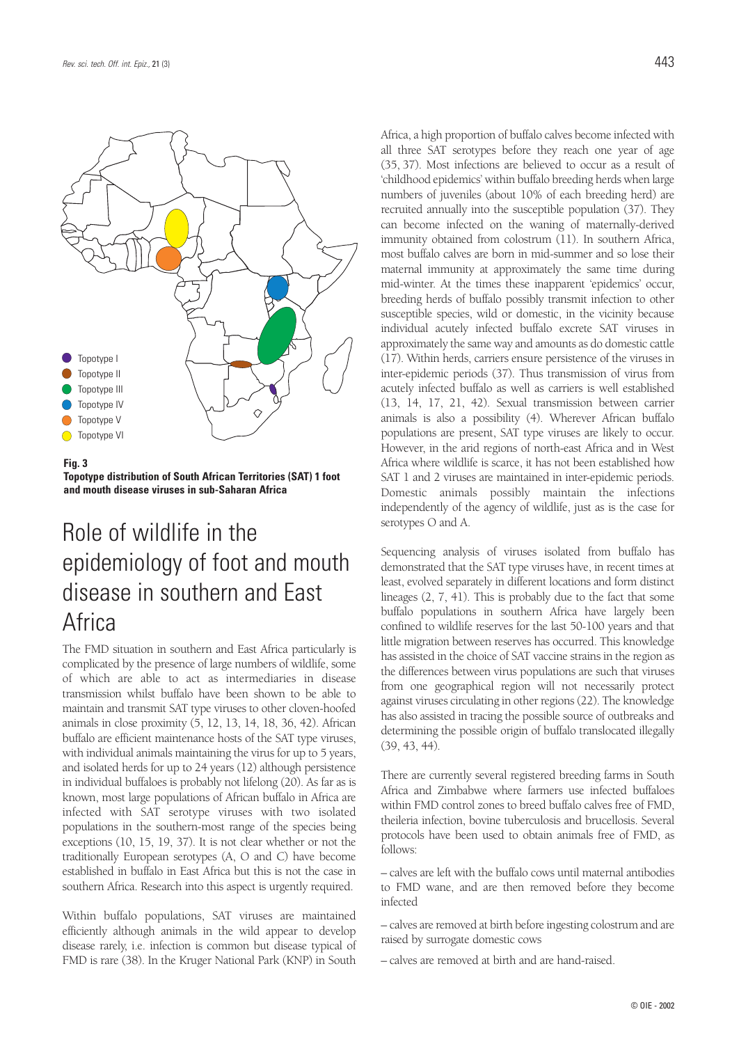Topotype I

Topotype II

Topotype III

Topotype IV

Topotype V

Topotype VI

**Fig. 3**
**Topotype distribution of South African Territories (SAT) 1 foot and mouth disease viruses in sub-Saharan Africa**

# Role of wildlife in the epidemiology of foot and mouth disease in southern and East Africa

The FMD situation in southern and East Africa particularly is complicated by the presence of large numbers of wildlife, some of which are able to act as intermediaries in disease transmission whilst buffalo have been shown to be able to maintain and transmit SAT type viruses to other cloven-hoofed animals in close proximity (5, 12, 13, 14, 18, 36, 42). African buffalo are efficient maintenance hosts of the SAT type viruses, with individual animals maintaining the virus for up to 5 years, and isolated herds for up to 24 years (12) although persistence in individual buffaloes is probably not lifelong (20). As far as is known, most large populations of African buffalo in Africa are infected with SAT serotype viruses with two isolated populations in the southern-most range of the species being exceptions (10, 15, 19, 37). It is not clear whether or not the traditionally European serotypes (A, O and C) have become established in buffalo in East Africa but this is not the case in southern Africa. Research into this aspect is urgently required.

Within buffalo populations, SAT viruses are maintained efficiently although animals in the wild appear to develop disease rarely, i.e. infection is common but disease typical of FMD is rare (38). In the Kruger National Park (KNP) in South Africa, a high proportion of buffalo calves become infected with all three SAT serotypes before they reach one year of age (35, 37). Most infections are believed to occur as a result of 'childhood epidemics' within buffalo breeding herds when large numbers of juveniles (about 10% of each breeding herd) are recruited annually into the susceptible population (37). They can become infected on the waning of maternally-derived immunity obtained from colostrum (11). In southern Africa, most buffalo calves are born in mid-summer and so lose their maternal immunity at approximately the same time during mid-winter. At the times these inapparent 'epidemics' occur, breeding herds of buffalo possibly transmit infection to other susceptible species, wild or domestic, in the vicinity because individual acutely infected buffalo excrete SAT viruses in approximately the same way and amounts as do domestic cattle (17). Within herds, carriers ensure persistence of the viruses in inter-epidemic periods (37). Thus transmission of virus from acutely infected buffalo as well as carriers is well established (13, 14, 17, 21, 42). Sexual transmission between carrier animals is also a possibility (4). Wherever African buffalo populations are present, SAT type viruses are likely to occur. However, in the arid regions of north-east Africa and in West Africa where wildlife is scarce, it has not been established how SAT 1 and 2 viruses are maintained in inter-epidemic periods. Domestic animals possibly maintain the infections independently of the agency of wildlife, just as is the case for serotypes O and A.

Sequencing analysis of viruses isolated from buffalo has demonstrated that the SAT type viruses have, in recent times at least, evolved separately in different locations and form distinct lineages (2, 7, 41). This is probably due to the fact that some buffalo populations in southern Africa have largely been confined to wildlife reserves for the last 50-100 years and that little migration between reserves has occurred. This knowledge has assisted in the choice of SAT vaccine strains in the region as the differences between virus populations are such that viruses from one geographical region will not necessarily protect against viruses circulating in other regions (22). The knowledge has also assisted in tracing the possible source of outbreaks and determining the possible origin of buffalo translocated illegally (39, 43, 44).

There are currently several registered breeding farms in South Africa and Zimbabwe where farmers use infected buffaloes within FMD control zones to breed buffalo calves free of FMD, theileria infection, bovine tuberculosis and brucellosis. Several protocols have been used to obtain animals free of FMD, as follows:

– calves are left with the buffalo cows until maternal antibodies to FMD wane, and are then removed before they become infected

– calves are removed at birth before ingesting colostrum and are raised by surrogate domestic cows

– calves are removed at birth and are hand-raised.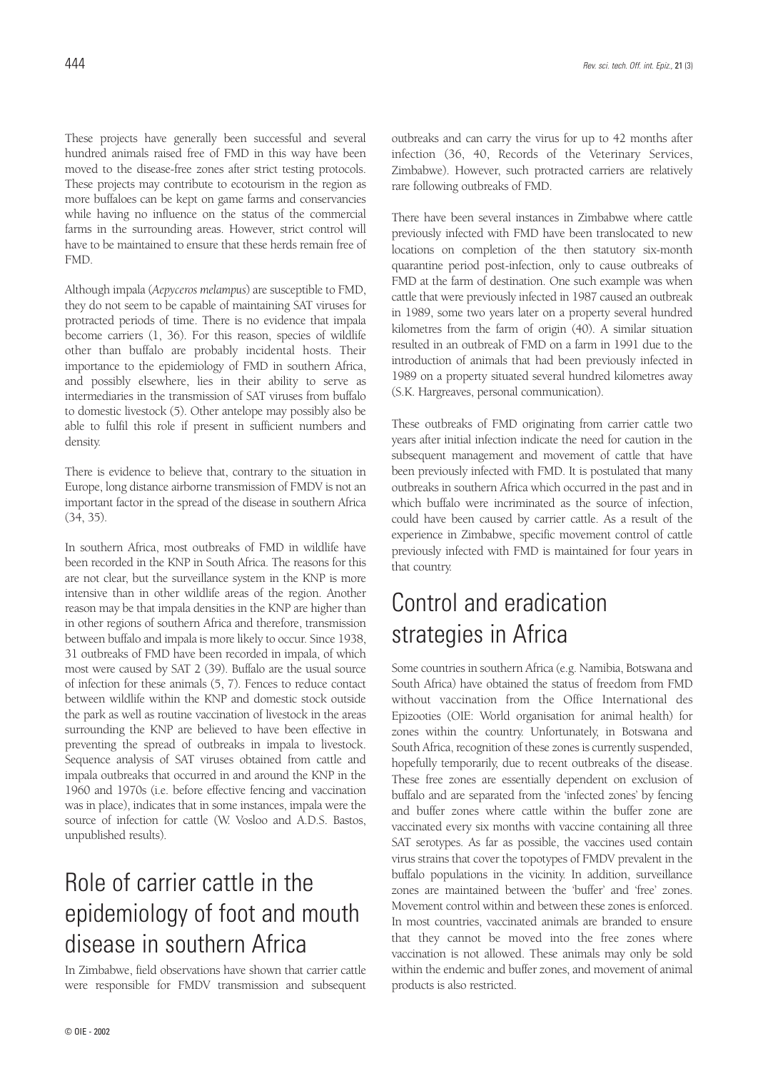These projects have generally been successful and several hundred animals raised free of FMD in this way have been moved to the disease-free zones after strict testing protocols. These projects may contribute to ecotourism in the region as more buffaloes can be kept on game farms and conservancies while having no influence on the status of the commercial farms in the surrounding areas. However, strict control will have to be maintained to ensure that these herds remain free of FMD.

Although impala (*Aepyceros melampus*) are susceptible to FMD, they do not seem to be capable of maintaining SAT viruses for protracted periods of time. There is no evidence that impala become carriers (1, 36). For this reason, species of wildlife other than buffalo are probably incidental hosts. Their importance to the epidemiology of FMD in southern Africa, and possibly elsewhere, lies in their ability to serve as intermediaries in the transmission of SAT viruses from buffalo to domestic livestock (5). Other antelope may possibly also be able to fulfil this role if present in sufficient numbers and density.

There is evidence to believe that, contrary to the situation in Europe, long distance airborne transmission of FMDV is not an important factor in the spread of the disease in southern Africa (34, 35).

In southern Africa, most outbreaks of FMD in wildlife have been recorded in the KNP in South Africa. The reasons for this are not clear, but the surveillance system in the KNP is more intensive than in other wildlife areas of the region. Another reason may be that impala densities in the KNP are higher than in other regions of southern Africa and therefore, transmission between buffalo and impala is more likely to occur. Since 1938, 31 outbreaks of FMD have been recorded in impala, of which most were caused by SAT 2 (39). Buffalo are the usual source of infection for these animals (5, 7). Fences to reduce contact between wildlife within the KNP and domestic stock outside the park as well as routine vaccination of livestock in the areas surrounding the KNP are believed to have been effective in preventing the spread of outbreaks in impala to livestock. Sequence analysis of SAT viruses obtained from cattle and impala outbreaks that occurred in and around the KNP in the 1960 and 1970s (i.e. before effective fencing and vaccination was in place), indicates that in some instances, impala were the source of infection for cattle (W. Vosloo and A.D.S. Bastos, unpublished results).

## Role of carrier cattle in the epidemiology of foot and mouth disease in southern Africa

In Zimbabwe, field observations have shown that carrier cattle were responsible for FMDV transmission and subsequent outbreaks and can carry the virus for up to 42 months after infection (36, 40, Records of the Veterinary Services, Zimbabwe). However, such protracted carriers are relatively rare following outbreaks of FMD.

There have been several instances in Zimbabwe where cattle previously infected with FMD have been translocated to new locations on completion of the then statutory six-month quarantine period post-infection, only to cause outbreaks of FMD at the farm of destination. One such example was when cattle that were previously infected in 1987 caused an outbreak in 1989, some two years later on a property several hundred kilometres from the farm of origin (40). A similar situation resulted in an outbreak of FMD on a farm in 1991 due to the introduction of animals that had been previously infected in 1989 on a property situated several hundred kilometres away (S.K. Hargreaves, personal communication).

These outbreaks of FMD originating from carrier cattle two years after initial infection indicate the need for caution in the subsequent management and movement of cattle that have been previously infected with FMD. It is postulated that many outbreaks in southern Africa which occurred in the past and in which buffalo were incriminated as the source of infection, could have been caused by carrier cattle. As a result of the experience in Zimbabwe, specific movement control of cattle previously infected with FMD is maintained for four years in that country.

## Control and eradication strategies in Africa

Some countries in southern Africa (e.g. Namibia, Botswana and South Africa) have obtained the status of freedom from FMD without vaccination from the Office International des Epizooties (OIE: World organisation for animal health) for zones within the country. Unfortunately, in Botswana and South Africa, recognition of these zones is currently suspended, hopefully temporarily, due to recent outbreaks of the disease. These free zones are essentially dependent on exclusion of buffalo and are separated from the 'infected zones' by fencing and buffer zones where cattle within the buffer zone are vaccinated every six months with vaccine containing all three SAT serotypes. As far as possible, the vaccines used contain virus strains that cover the topotypes of FMDV prevalent in the buffalo populations in the vicinity. In addition, surveillance zones are maintained between the 'buffer' and 'free' zones. Movement control within and between these zones is enforced. In most countries, vaccinated animals are branded to ensure that they cannot be moved into the free zones where vaccination is not allowed. These animals may only be sold within the endemic and buffer zones, and movement of animal products is also restricted.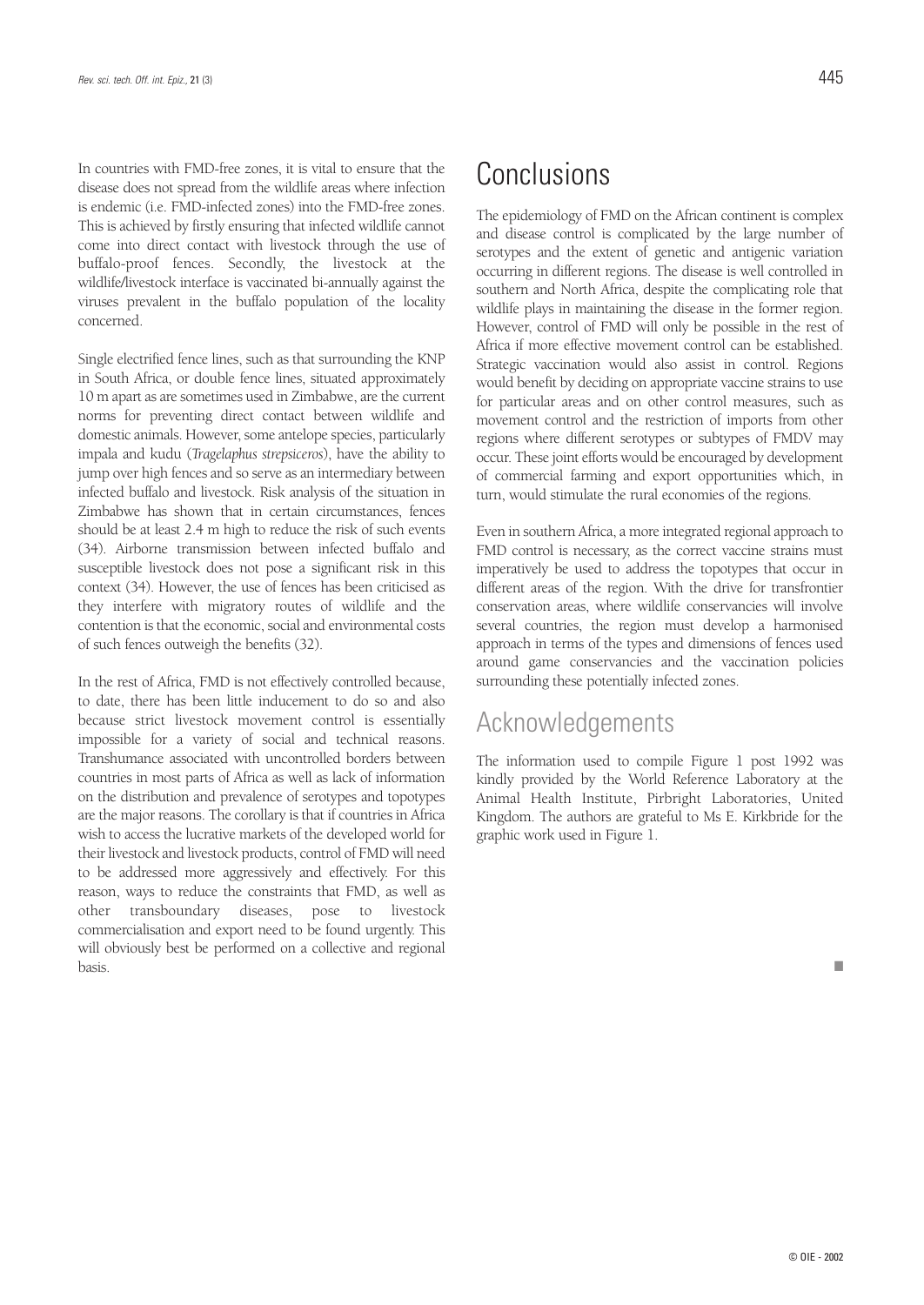In countries with FMD-free zones, it is vital to ensure that the disease does not spread from the wildlife areas where infection is endemic (i.e. FMD-infected zones) into the FMD-free zones. This is achieved by firstly ensuring that infected wildlife cannot come into direct contact with livestock through the use of buffalo-proof fences. Secondly, the livestock at the wildlife/livestock interface is vaccinated bi-annually against the viruses prevalent in the buffalo population of the locality concerned.

Single electrified fence lines, such as that surrounding the KNP in South Africa, or double fence lines, situated approximately 10 m apart as are sometimes used in Zimbabwe, are the current norms for preventing direct contact between wildlife and domestic animals. However, some antelope species, particularly impala and kudu (*Tragelaphus strepsiceros*), have the ability to jump over high fences and so serve as an intermediary between infected buffalo and livestock. Risk analysis of the situation in Zimbabwe has shown that in certain circumstances, fences should be at least 2.4 m high to reduce the risk of such events (34). Airborne transmission between infected buffalo and susceptible livestock does not pose a significant risk in this context (34). However, the use of fences has been criticised as they interfere with migratory routes of wildlife and the contention is that the economic, social and environmental costs of such fences outweigh the benefits (32).

In the rest of Africa, FMD is not effectively controlled because, to date, there has been little inducement to do so and also because strict livestock movement control is essentially impossible for a variety of social and technical reasons. Transhumance associated with uncontrolled borders between countries in most parts of Africa as well as lack of information on the distribution and prevalence of serotypes and topotypes are the major reasons. The corollary is that if countries in Africa wish to access the lucrative markets of the developed world for their livestock and livestock products, control of FMD will need to be addressed more aggressively and effectively. For this reason, ways to reduce the constraints that FMD, as well as other transboundary diseases, pose to livestock commercialisation and export need to be found urgently. This will obviously best be performed on a collective and regional basis.

# Conclusions

The epidemiology of FMD on the African continent is complex and disease control is complicated by the large number of serotypes and the extent of genetic and antigenic variation occurring in different regions. The disease is well controlled in southern and North Africa, despite the complicating role that wildlife plays in maintaining the disease in the former region. However, control of FMD will only be possible in the rest of Africa if more effective movement control can be established. Strategic vaccination would also assist in control. Regions would benefit by deciding on appropriate vaccine strains to use for particular areas and on other control measures, such as movement control and the restriction of imports from other regions where different serotypes or subtypes of FMDV may occur. These joint efforts would be encouraged by development of commercial farming and export opportunities which, in turn, would stimulate the rural economies of the regions.

Even in southern Africa, a more integrated regional approach to FMD control is necessary, as the correct vaccine strains must imperatively be used to address the topotypes that occur in different areas of the region. With the drive for transfrontier conservation areas, where wildlife conservancies will involve several countries, the region must develop a harmonised approach in terms of the types and dimensions of fences used around game conservancies and the vaccination policies surrounding these potentially infected zones.

# Acknowledgements

The information used to compile Figure 1 post 1992 was kindly provided by the World Reference Laboratory at the Animal Health Institute, Pirbright Laboratories, United Kingdom. The authors are grateful to Ms E. Kirkbride for the graphic work used in Figure 1.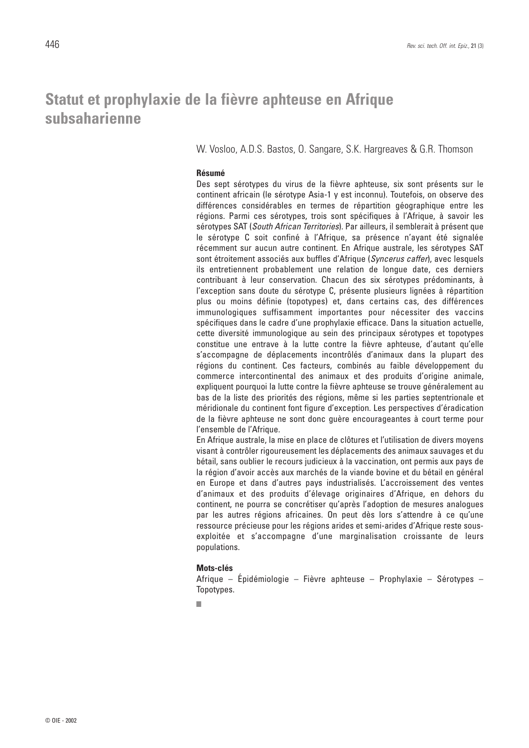# Statut et prophylaxie de la fièvre aphteuse en Afrique subsaharienne

W. Vosloo, A.D.S. Bastos, O. Sangare, S.K. Hargreaves & G.R. Thomson

**Résumé**

Des sept sérotypes du virus de la fièvre aphteuse, six sont présents sur le continent africain (le sérotype Asia-1 y est inconnu). Toutefois, on observe des différences considérables en termes de répartition géographique entre les régions. Parmi ces sérotypes, trois sont spécifiques à l'Afrique, à savoir les sérotypes SAT (*South African Territories*). Par ailleurs, il semblerait à présent que le sérotype C soit confiné à l'Afrique, sa présence n'ayant été signalée récemment sur aucun autre continent. En Afrique australe, les sérotypes SAT sont étroitement associés aux buffles d'Afrique (*Syncerus caffer*), avec lesquels ils entretiennent probablement une relation de longue date, ces derniers contribuant à leur conservation. Chacun des six sérotypes prédominants, à l'exception sans doute du sérotype C, présente plusieurs lignées à répartition plus ou moins définie (topotypes) et, dans certains cas, des différences immunologiques suffisamment importantes pour nécessiter des vaccins spécifiques dans le cadre d'une prophylaxie efficace. Dans la situation actuelle, cette diversité immunologique au sein des principaux sérotypes et topotypes constitue une entrave à la lutte contre la fièvre aphteuse, d'autant qu'elle s'accompagne de déplacements incontrôlés d'animaux dans la plupart des régions du continent. Ces facteurs, combinés au faible développement du commerce intercontinental des animaux et des produits d'origine animale, expliquent pourquoi la lutte contre la fièvre aphteuse se trouve généralement au bas de la liste des priorités des régions, même si les parties septentrionale et méridionale du continent font figure d'exception. Les perspectives d'éradication de la fièvre aphteuse ne sont donc guère encourageantes à court terme pour l'ensemble de l'Afrique.

En Afrique australe, la mise en place de clôtures et l'utilisation de divers moyens visant à contrôler rigoureusement les déplacements des animaux sauvages et du bétail, sans oublier le recours judicieux à la vaccination, ont permis aux pays de la région d'avoir accès aux marchés de la viande bovine et du bétail en général en Europe et dans d'autres pays industrialisés. L'accroissement des ventes d'animaux et des produits d'élevage originaires d'Afrique, en dehors du continent, ne pourra se concrétiser qu'après l'adoption de mesures analogues par les autres régions africaines. On peut dès lors s'attendre à ce qu'une ressource précieuse pour les régions arides et semi-arides d'Afrique reste sous-exploitée et s'accompagne d'une marginalisation croissante de leurs populations.

**Mots-clés**

Afrique – Épidémiologie – Fièvre aphteuse – Prophylaxie – Sérotypes – Topotypes.

■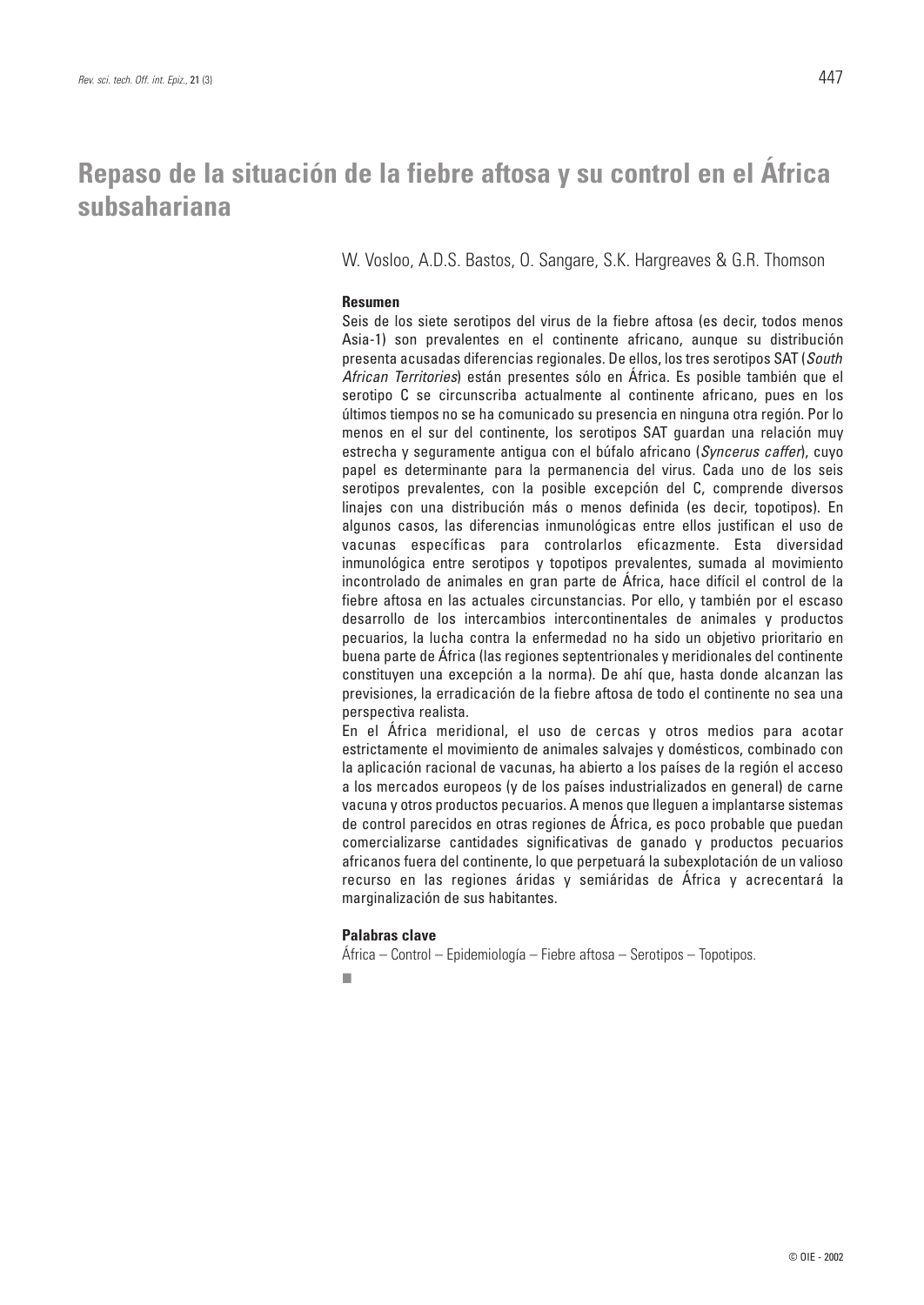# Repaso de la situación de la fiebre aftosa y su control en el África subsahariana

W. Vosloo, A.D.S. Bastos, O. Sangare, S.K. Hargreaves & G.R. Thomson

**Resumen**

Seis de los siete serotipos del virus de la fiebre aftosa (es decir, todos menos Asia-1) son prevalentes en el continente africano, aunque su distribución presenta acusadas diferencias regionales. De ellos, los tres serotipos SAT (*South African Territories*) están presentes sólo en África. Es posible también que el serotipo C se circunscriba actualmente al continente africano, pues en los últimos tiempos no se ha comunicado su presencia en ninguna otra región. Por lo menos en el sur del continente, los serotipos SAT guardan una relación muy estrecha y seguramente antigua con el búfalo africano (*Syncerus caffer*), cuyo papel es determinante para la permanencia del virus. Cada uno de los seis serotipos prevalentes, con la posible excepción del C, comprende diversos linajes con una distribución más o menos definida (es decir, topotipos). En algunos casos, las diferencias inmunológicas entre ellos justifican el uso de vacunas específicas para controlarlos eficazmente. Esta diversidad inmunológica entre serotipos y topotipos prevalentes, sumada al movimiento incontrolado de animales en gran parte de África, hace difícil el control de la fiebre aftosa en las actuales circunstancias. Por ello, y también por el escaso desarrollo de los intercambios intercontinentales de animales y productos pecuarios, la lucha contra la enfermedad no ha sido un objetivo prioritario en buena parte de África (las regiones septentrionales y meridionales del continente constituyen una excepción a la norma). De ahí que, hasta donde alcanzan las previsiones, la erradicación de la fiebre aftosa de todo el continente no sea una perspectiva realista.

En el África meridional, el uso de cercas y otros medios para acotar estrictamente el movimiento de animales salvajes y domésticos, combinado con la aplicación racional de vacunas, ha abierto a los países de la región el acceso a los mercados europeos (y de los países industrializados en general) de carne vacuna y otros productos pecuarios. A menos que lleguen a implantarse sistemas de control parecidos en otras regiones de África, es poco probable que puedan comercializarse cantidades significativas de ganado y productos pecuarios africanos fuera del continente, lo que perpetuará la subexplotación de un valioso recurso en las regiones áridas y semiáridas de África y acrecentará la marginalización de sus habitantes.

**Palabras clave**

África – Control – Epidemiología – Fiebre aftosa – Serotipos – Topotipos.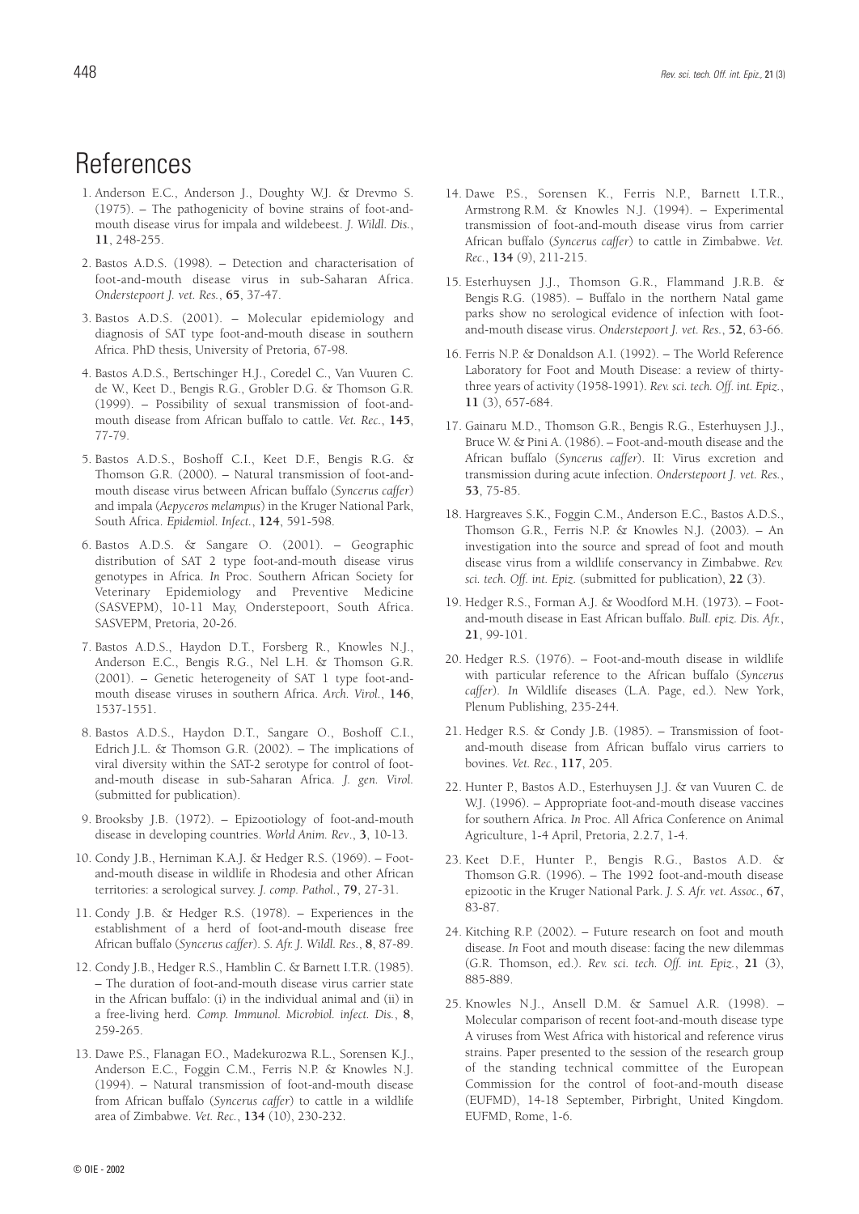# References

1. Anderson E.C., Anderson J., Doughty W.J. & Drevmo S. (1975). – The pathogenicity of bovine strains of foot-and-mouth disease virus for impala and wildebeest. *J. Wildl. Dis.*, **11**, 248-255.

2. Bastos A.D.S. (1998). – Detection and characterisation of foot-and-mouth disease virus in sub-Saharan Africa. *Onderstepoort J. vet. Res.*, **65**, 37-47.

3. Bastos A.D.S. (2001). – Molecular epidemiology and diagnosis of SAT type foot-and-mouth disease in southern Africa. PhD thesis, University of Pretoria, 67-98.

4. Bastos A.D.S., Bertschinger H.J., Coredel C., Van Vuuren C. de W., Keet D., Bengis R.G., Grobler D.G. & Thomson G.R. (1999). – Possibility of sexual transmission of foot-and-mouth disease from African buffalo to cattle. *Vet. Rec.*, **145**, 77-79.

5. Bastos A.D.S., Boshoff C.I., Keet D.F., Bengis R.G. & Thomson G.R. (2000). – Natural transmission of foot-and-mouth disease virus between African buffalo (*Syncerus caffer*) and impala (*Aepyceros melampus*) in the Kruger National Park, South Africa. *Epidemiol. Infect.*, **124**, 591-598.

6. Bastos A.D.S. & Sangare O. (2001). – Geographic distribution of SAT 2 type foot-and-mouth disease virus genotypes in Africa. *In* Proc. Southern African Society for Veterinary Epidemiology and Preventive Medicine (SASVEPM), 10-11 May, Onderstepoort, South Africa. SASVEPM, Pretoria, 20-26.

7. Bastos A.D.S., Haydon D.T., Forsberg R., Knowles N.J., Anderson E.C., Bengis R.G., Nel L.H. & Thomson G.R. (2001). – Genetic heterogeneity of SAT 1 type foot-and-mouth disease viruses in southern Africa. *Arch. Virol.*, **146**, 1537-1551.

8. Bastos A.D.S., Haydon D.T., Sangare O., Boshoff C.I., Edrich J.L. & Thomson G.R. (2002). – The implications of viral diversity within the SAT-2 serotype for control of foot-and-mouth disease in sub-Saharan Africa. *J. gen. Virol.* (submitted for publication).

9. Brooksby J.B. (1972). – Epizootiology of foot-and-mouth disease in developing countries. *World Anim. Rev*., **3**, 10-13.

10. Condy J.B., Herniman K.A.J. & Hedger R.S. (1969). – Foot-and-mouth disease in wildlife in Rhodesia and other African territories: a serological survey. *J. comp. Pathol.*, **79**, 27-31.

11. Condy J.B. & Hedger R.S. (1978). – Experiences in the establishment of a herd of foot-and-mouth disease free African buffalo (*Syncerus caffer*). *S. Afr. J. Wildl. Res.*, **8**, 87-89.

12. Condy J.B., Hedger R.S., Hamblin C. & Barnett I.T.R. (1985). – The duration of foot-and-mouth disease virus carrier state in the African buffalo: (i) in the individual animal and (ii) in a free-living herd. *Comp. Immunol. Microbiol. infect. Dis.*, **8**, 259-265.

13. Dawe P.S., Flanagan F.O., Madekurozwa R.L., Sorensen K.J., Anderson E.C., Foggin C.M., Ferris N.P. & Knowles N.J. (1994). – Natural transmission of foot-and-mouth disease from African buffalo (*Syncerus caffer*) to cattle in a wildlife area of Zimbabwe. *Vet. Rec.*, **134** (10), 230-232.

14. Dawe P.S., Sorensen K., Ferris N.P., Barnett I.T.R., Armstrong R.M. & Knowles N.J. (1994). – Experimental transmission of foot-and-mouth disease virus from carrier African buffalo (*Syncerus caffer*) to cattle in Zimbabwe. *Vet. Rec.*, **134** (9), 211-215.

15. Esterhuysen J.J., Thomson G.R., Flammand J.R.B. & Bengis R.G. (1985). – Buffalo in the northern Natal game parks show no serological evidence of infection with foot-and-mouth disease virus. *Onderstepoort J. vet. Res.*, **52**, 63-66.

16. Ferris N.P. & Donaldson A.I. (1992). – The World Reference Laboratory for Foot and Mouth Disease: a review of thirty-three years of activity (1958-1991). *Rev. sci. tech. Off. int. Epiz.*, **11** (3), 657-684.

17. Gainaru M.D., Thomson G.R., Bengis R.G., Esterhuysen J.J., Bruce W. & Pini A. (1986). – Foot-and-mouth disease and the African buffalo (*Syncerus caffer*). II: Virus excretion and transmission during acute infection. *Onderstepoort J. vet. Res.*, **53**, 75-85.

18. Hargreaves S.K., Foggin C.M., Anderson E.C., Bastos A.D.S., Thomson G.R., Ferris N.P. & Knowles N.J. (2003). – An investigation into the source and spread of foot and mouth disease virus from a wildlife conservancy in Zimbabwe. *Rev. sci. tech. Off. int. Epiz.* (submitted for publication), **22** (3).

19. Hedger R.S., Forman A.J. & Woodford M.H. (1973). – Foot-and-mouth disease in East African buffalo. *Bull. epiz. Dis. Afr.*, **21**, 99-101.

20. Hedger R.S. (1976). – Foot-and-mouth disease in wildlife with particular reference to the African buffalo (*Syncerus caffer*). *In* Wildlife diseases (L.A. Page, ed.). New York, Plenum Publishing, 235-244.

21. Hedger R.S. & Condy J.B. (1985). – Transmission of foot-and-mouth disease from African buffalo virus carriers to bovines. *Vet. Rec.*, **117**, 205.

22. Hunter P., Bastos A.D., Esterhuysen J.J. & van Vuuren C. de W.J. (1996). – Appropriate foot-and-mouth disease vaccines for southern Africa. *In* Proc. All Africa Conference on Animal Agriculture, 1-4 April, Pretoria, 2.2.7, 1-4.

23. Keet D.F., Hunter P., Bengis R.G., Bastos A.D. & Thomson G.R. (1996). – The 1992 foot-and-mouth disease epizootic in the Kruger National Park. *J. S. Afr. vet. Assoc.*, **67**, 83-87.

24. Kitching R.P. (2002). – Future research on foot and mouth disease. *In* Foot and mouth disease: facing the new dilemmas (G.R. Thomson, ed.). *Rev. sci. tech. Off. int. Epiz.*, **21** (3), 885-889.

25. Knowles N.J., Ansell D.M. & Samuel A.R. (1998). – Molecular comparison of recent foot-and-mouth disease type A viruses from West Africa with historical and reference virus strains. Paper presented to the session of the research group of the standing technical committee of the European Commission for the control of foot-and-mouth disease (EUFMD), 14-18 September, Pirbright, United Kingdom. EUFMD, Rome, 1-6.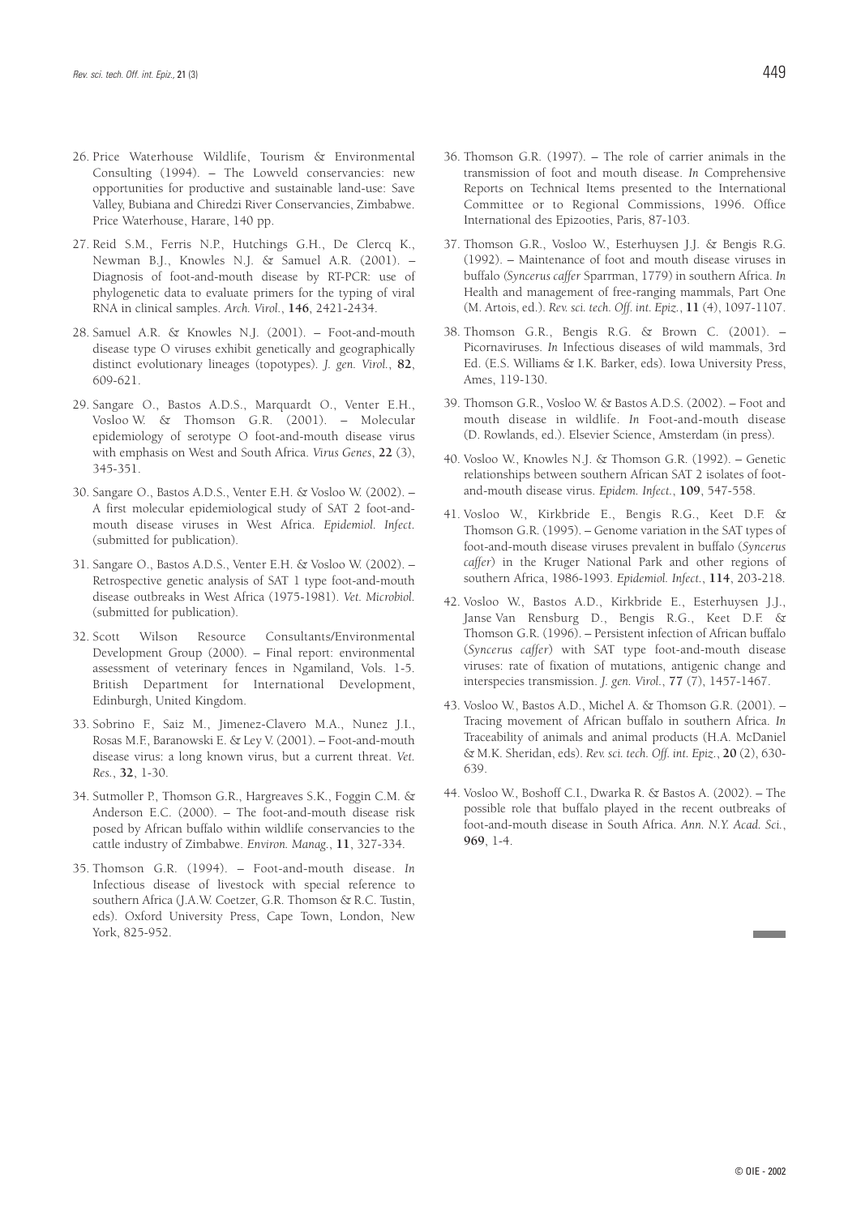26. Price Waterhouse Wildlife, Tourism & Environmental Consulting (1994). – The Lowveld conservancies: new opportunities for productive and sustainable land-use: Save Valley, Bubiana and Chiredzi River Conservancies, Zimbabwe. Price Waterhouse, Harare, 140 pp.

27. Reid S.M., Ferris N.P., Hutchings G.H., De Clercq K., Newman B.J., Knowles N.J. & Samuel A.R. (2001). – Diagnosis of foot-and-mouth disease by RT-PCR: use of phylogenetic data to evaluate primers for the typing of viral RNA in clinical samples. *Arch. Virol.*, **146**, 2421-2434.

28. Samuel A.R. & Knowles N.J. (2001). – Foot-and-mouth disease type O viruses exhibit genetically and geographically distinct evolutionary lineages (topotypes). *J. gen. Virol.*, **82**, 609-621.

29. Sangare O., Bastos A.D.S., Marquardt O., Venter E.H., Vosloo W. & Thomson G.R. (2001). – Molecular epidemiology of serotype O foot-and-mouth disease virus with emphasis on West and South Africa. *Virus Genes*, **22** (3), 345-351.

30. Sangare O., Bastos A.D.S., Venter E.H. & Vosloo W. (2002). – A first molecular epidemiological study of SAT 2 foot-and-mouth disease viruses in West Africa. *Epidemiol. Infect.* (submitted for publication).

31. Sangare O., Bastos A.D.S., Venter E.H. & Vosloo W. (2002). – Retrospective genetic analysis of SAT 1 type foot-and-mouth disease outbreaks in West Africa (1975-1981). *Vet. Microbiol.* (submitted for publication).

32. Scott Wilson Resource Consultants/Environmental Development Group (2000). – Final report: environmental assessment of veterinary fences in Ngamiland, Vols. 1-5. British Department for International Development, Edinburgh, United Kingdom.

33. Sobrino F., Saiz M., Jimenez-Clavero M.A., Nunez J.I., Rosas M.F., Baranowski E. & Ley V. (2001). – Foot-and-mouth disease virus: a long known virus, but a current threat. *Vet. Res.*, **32**, 1-30.

34. Sutmoller P., Thomson G.R., Hargreaves S.K., Foggin C.M. & Anderson E.C. (2000). – The foot-and-mouth disease risk posed by African buffalo within wildlife conservancies to the cattle industry of Zimbabwe. *Environ. Manag.*, **11**, 327-334.

35. Thomson G.R. (1994). – Foot-and-mouth disease. *In* Infectious disease of livestock with special reference to southern Africa (J.A.W. Coetzer, G.R. Thomson & R.C. Tustin, eds). Oxford University Press, Cape Town, London, New York, 825-952.

36. Thomson G.R. (1997). – The role of carrier animals in the transmission of foot and mouth disease. *In* Comprehensive Reports on Technical Items presented to the International Committee or to Regional Commissions, 1996. Office International des Epizooties, Paris, 87-103.

37. Thomson G.R., Vosloo W., Esterhuysen J.J. & Bengis R.G. (1992). – Maintenance of foot and mouth disease viruses in buffalo (*Syncerus caffer* Sparrman, 1779) in southern Africa. *In* Health and management of free-ranging mammals, Part One (M. Artois, ed.). *Rev. sci. tech. Off. int. Epiz.*, **11** (4), 1097-1107.

38. Thomson G.R., Bengis R.G. & Brown C. (2001). – Picornaviruses. *In* Infectious diseases of wild mammals, 3rd Ed. (E.S. Williams & I.K. Barker, eds). Iowa University Press, Ames, 119-130.

39. Thomson G.R., Vosloo W. & Bastos A.D.S. (2002). – Foot and mouth disease in wildlife. *In* Foot-and-mouth disease (D. Rowlands, ed.). Elsevier Science, Amsterdam (in press).

40. Vosloo W., Knowles N.J. & Thomson G.R. (1992). – Genetic relationships between southern African SAT 2 isolates of foot-and-mouth disease virus. *Epidem. Infect.*, **109**, 547-558.

41. Vosloo W., Kirkbride E., Bengis R.G., Keet D.F. & Thomson G.R. (1995). – Genome variation in the SAT types of foot-and-mouth disease viruses prevalent in buffalo (*Syncerus caffer*) in the Kruger National Park and other regions of southern Africa, 1986-1993. *Epidemiol. Infect.*, **114**, 203-218.

42. Vosloo W., Bastos A.D., Kirkbride E., Esterhuysen J.J., Janse Van Rensburg D., Bengis R.G., Keet D.F. & Thomson G.R. (1996). – Persistent infection of African buffalo (*Syncerus caffer*) with SAT type foot-and-mouth disease viruses: rate of fixation of mutations, antigenic change and interspecies transmission. *J. gen. Virol.*, **77** (7), 1457-1467.

43. Vosloo W., Bastos A.D., Michel A. & Thomson G.R. (2001). – Tracing movement of African buffalo in southern Africa. *In* Traceability of animals and animal products (H.A. McDaniel & M.K. Sheridan, eds). *Rev. sci. tech. Off. int. Epiz.*, **20** (2), 630-639.

44. Vosloo W., Boshoff C.I., Dwarka R. & Bastos A. (2002). – The possible role that buffalo played in the recent outbreaks of foot-and-mouth disease in South Africa. *Ann. N.Y. Acad. Sci.*, **969**, 1-4.